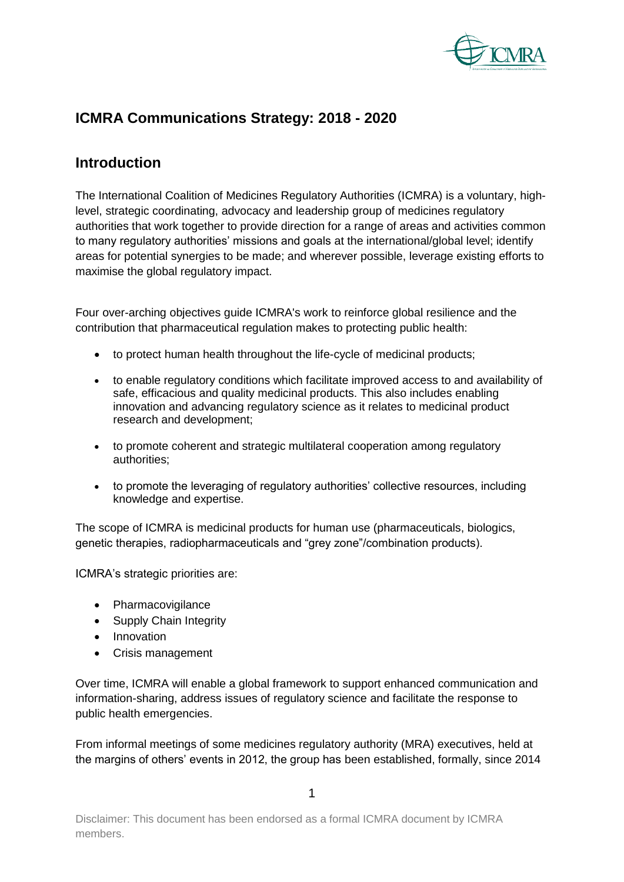# ICMRA Communications Strategy: 2018 - 2020

## Introduction

The International Coalition of Medicines Regulatory Authorities (ICMRA) is a voluntary, high-level, strategic coordinating, advocacy and leadership group of medicines regulatory authorities that work together to provide direction for a range of areas and activities common to many regulatory authorities' missions and goals at the international/global level; identify areas for potential synergies to be made; and wherever possible, leverage existing efforts to maximise the global regulatory impact.

Four over-arching objectives guide ICMRA's work to reinforce global resilience and the contribution that pharmaceutical regulation makes to protecting public health:

- to protect human health throughout the life-cycle of medicinal products;
- to enable regulatory conditions which facilitate improved access to and availability of safe, efficacious and quality medicinal products. This also includes enabling innovation and advancing regulatory science as it relates to medicinal product research and development;
- to promote coherent and strategic multilateral cooperation among regulatory authorities;
- to promote the leveraging of regulatory authorities' collective resources, including knowledge and expertise.

The scope of ICMRA is medicinal products for human use (pharmaceuticals, biologics, genetic therapies, radiopharmaceuticals and "grey zone"/combination products).

ICMRA's strategic priorities are:

- Pharmacovigilance
- Supply Chain Integrity
- Innovation
- Crisis management

Over time, ICMRA will enable a global framework to support enhanced communication and information-sharing, address issues of regulatory science and facilitate the response to public health emergencies.

From informal meetings of some medicines regulatory authority (MRA) executives, held at the margins of others' events in 2012, the group has been established, formally, since 2014

Disclaimer: This document has been endorsed as a formal ICMRA document by ICMRA members.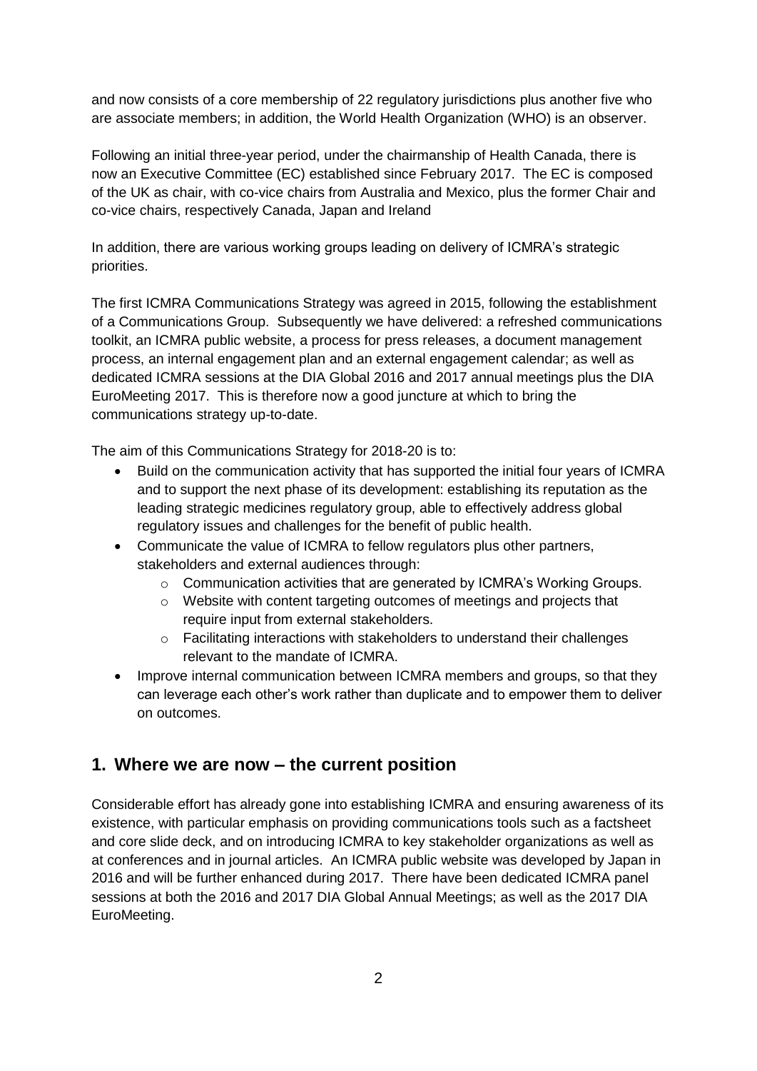and now consists of a core membership of 22 regulatory jurisdictions plus another five who are associate members; in addition, the World Health Organization (WHO) is an observer.

Following an initial three-year period, under the chairmanship of Health Canada, there is now an Executive Committee (EC) established since February 2017. The EC is composed of the UK as chair, with co-vice chairs from Australia and Mexico, plus the former Chair and co-vice chairs, respectively Canada, Japan and Ireland

In addition, there are various working groups leading on delivery of ICMRA's strategic priorities.

The first ICMRA Communications Strategy was agreed in 2015, following the establishment of a Communications Group. Subsequently we have delivered: a refreshed communications toolkit, an ICMRA public website, a process for press releases, a document management process, an internal engagement plan and an external engagement calendar; as well as dedicated ICMRA sessions at the DIA Global 2016 and 2017 annual meetings plus the DIA EuroMeeting 2017. This is therefore now a good juncture at which to bring the communications strategy up-to-date.

The aim of this Communications Strategy for 2018-20 is to:

- Build on the communication activity that has supported the initial four years of ICMRA and to support the next phase of its development: establishing its reputation as the leading strategic medicines regulatory group, able to effectively address global regulatory issues and challenges for the benefit of public health.
- Communicate the value of ICMRA to fellow regulators plus other partners, stakeholders and external audiences through:
  - Communication activities that are generated by ICMRA's Working Groups.
  - Website with content targeting outcomes of meetings and projects that require input from external stakeholders.
  - Facilitating interactions with stakeholders to understand their challenges relevant to the mandate of ICMRA.
- Improve internal communication between ICMRA members and groups, so that they can leverage each other's work rather than duplicate and to empower them to deliver on outcomes.

## 1. Where we are now – the current position

Considerable effort has already gone into establishing ICMRA and ensuring awareness of its existence, with particular emphasis on providing communications tools such as a factsheet and core slide deck, and on introducing ICMRA to key stakeholder organizations as well as at conferences and in journal articles. An ICMRA public website was developed by Japan in 2016 and will be further enhanced during 2017. There have been dedicated ICMRA panel sessions at both the 2016 and 2017 DIA Global Annual Meetings; as well as the 2017 DIA EuroMeeting.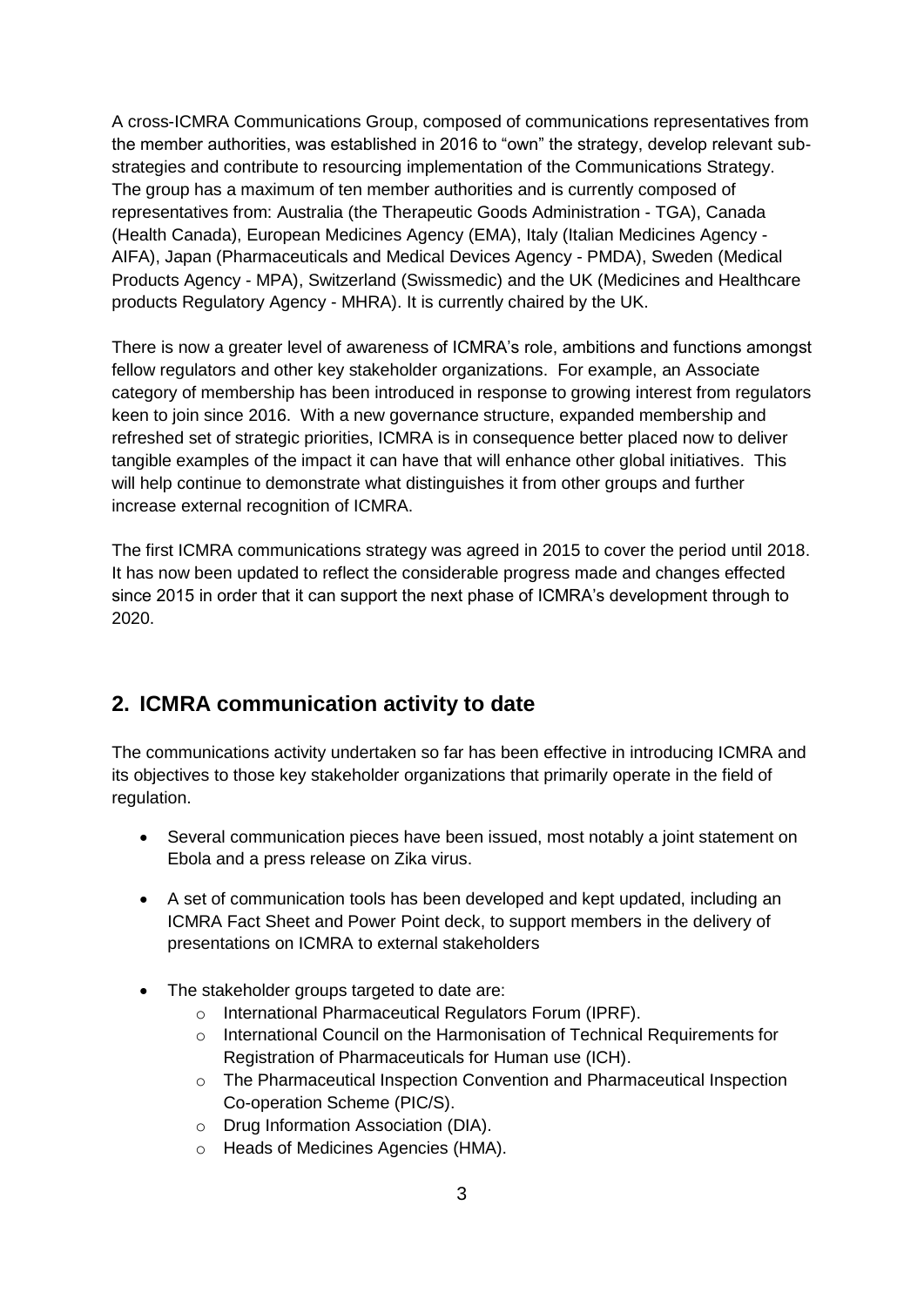A cross-ICMRA Communications Group, composed of communications representatives from the member authorities, was established in 2016 to "own" the strategy, develop relevant sub-strategies and contribute to resourcing implementation of the Communications Strategy. The group has a maximum of ten member authorities and is currently composed of representatives from: Australia (the Therapeutic Goods Administration - TGA), Canada (Health Canada), European Medicines Agency (EMA), Italy (Italian Medicines Agency - AIFA), Japan (Pharmaceuticals and Medical Devices Agency - PMDA), Sweden (Medical Products Agency - MPA), Switzerland (Swissmedic) and the UK (Medicines and Healthcare products Regulatory Agency - MHRA). It is currently chaired by the UK.

There is now a greater level of awareness of ICMRA's role, ambitions and functions amongst fellow regulators and other key stakeholder organizations. For example, an Associate category of membership has been introduced in response to growing interest from regulators keen to join since 2016. With a new governance structure, expanded membership and refreshed set of strategic priorities, ICMRA is in consequence better placed now to deliver tangible examples of the impact it can have that will enhance other global initiatives. This will help continue to demonstrate what distinguishes it from other groups and further increase external recognition of ICMRA.

The first ICMRA communications strategy was agreed in 2015 to cover the period until 2018. It has now been updated to reflect the considerable progress made and changes effected since 2015 in order that it can support the next phase of ICMRA's development through to 2020.

## 2. ICMRA communication activity to date

The communications activity undertaken so far has been effective in introducing ICMRA and its objectives to those key stakeholder organizations that primarily operate in the field of regulation.

- Several communication pieces have been issued, most notably a joint statement on Ebola and a press release on Zika virus.
- A set of communication tools has been developed and kept updated, including an ICMRA Fact Sheet and Power Point deck, to support members in the delivery of presentations on ICMRA to external stakeholders
- The stakeholder groups targeted to date are:
    - International Pharmaceutical Regulators Forum (IPRF).
    - International Council on the Harmonisation of Technical Requirements for Registration of Pharmaceuticals for Human use (ICH).
    - The Pharmaceutical Inspection Convention and Pharmaceutical Inspection Co-operation Scheme (PIC/S).
    - Drug Information Association (DIA).
    - Heads of Medicines Agencies (HMA).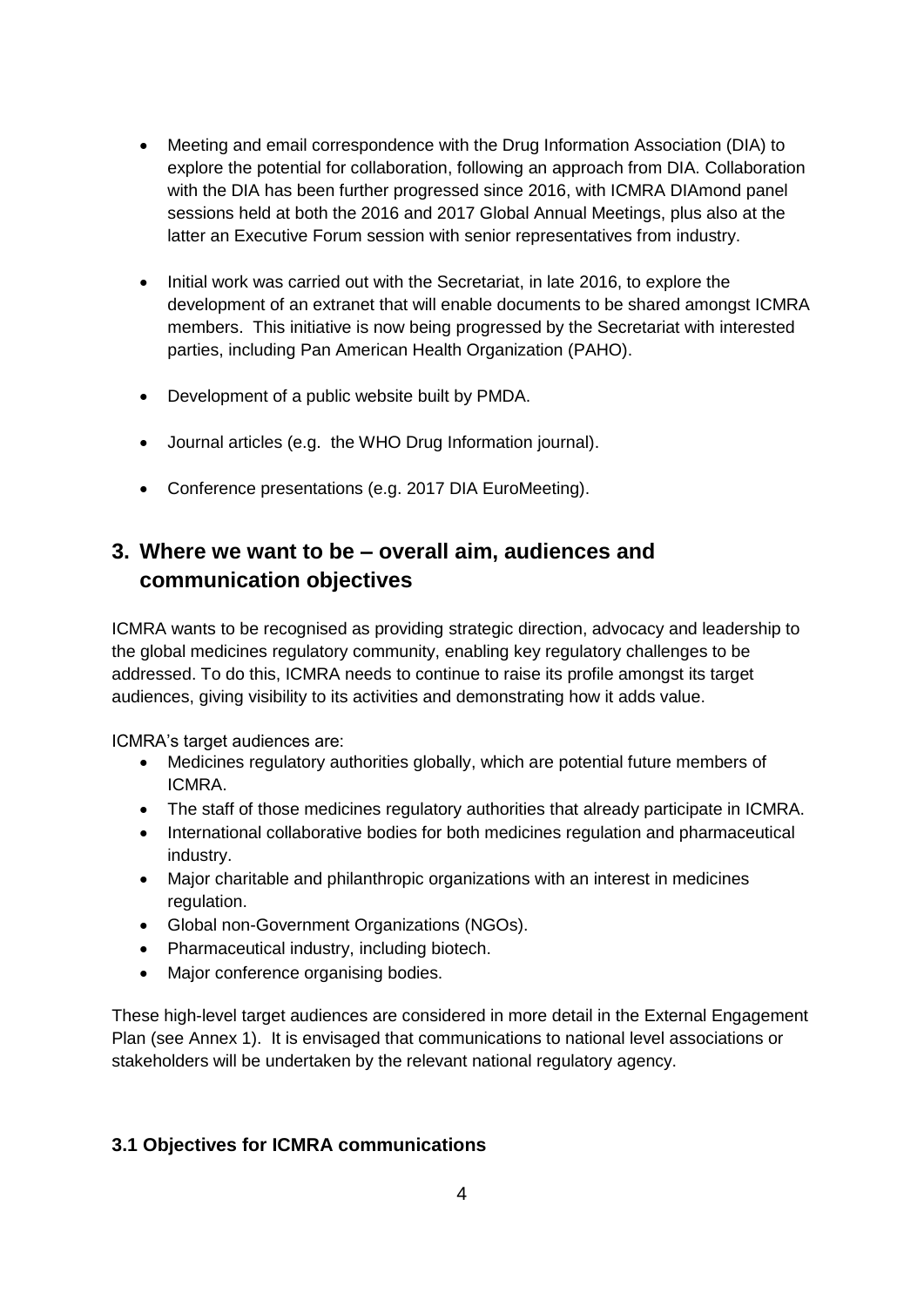- Meeting and email correspondence with the Drug Information Association (DIA) to explore the potential for collaboration, following an approach from DIA. Collaboration with the DIA has been further progressed since 2016, with ICMRA DIAmond panel sessions held at both the 2016 and 2017 Global Annual Meetings, plus also at the latter an Executive Forum session with senior representatives from industry.

- Initial work was carried out with the Secretariat, in late 2016, to explore the development of an extranet that will enable documents to be shared amongst ICMRA members. This initiative is now being progressed by the Secretariat with interested parties, including Pan American Health Organization (PAHO).

- Development of a public website built by PMDA.

- Journal articles (e.g. the WHO Drug Information journal).

- Conference presentations (e.g. 2017 DIA EuroMeeting).

## 3. Where we want to be – overall aim, audiences and communication objectives

ICMRA wants to be recognised as providing strategic direction, advocacy and leadership to the global medicines regulatory community, enabling key regulatory challenges to be addressed. To do this, ICMRA needs to continue to raise its profile amongst its target audiences, giving visibility to its activities and demonstrating how it adds value.

ICMRA's target audiences are:

- Medicines regulatory authorities globally, which are potential future members of ICMRA.
- The staff of those medicines regulatory authorities that already participate in ICMRA.
- International collaborative bodies for both medicines regulation and pharmaceutical industry.
- Major charitable and philanthropic organizations with an interest in medicines regulation.
- Global non-Government Organizations (NGOs).
- Pharmaceutical industry, including biotech.
- Major conference organising bodies.

These high-level target audiences are considered in more detail in the External Engagement Plan (see Annex 1). It is envisaged that communications to national level associations or stakeholders will be undertaken by the relevant national regulatory agency.

### 3.1 Objectives for ICMRA communications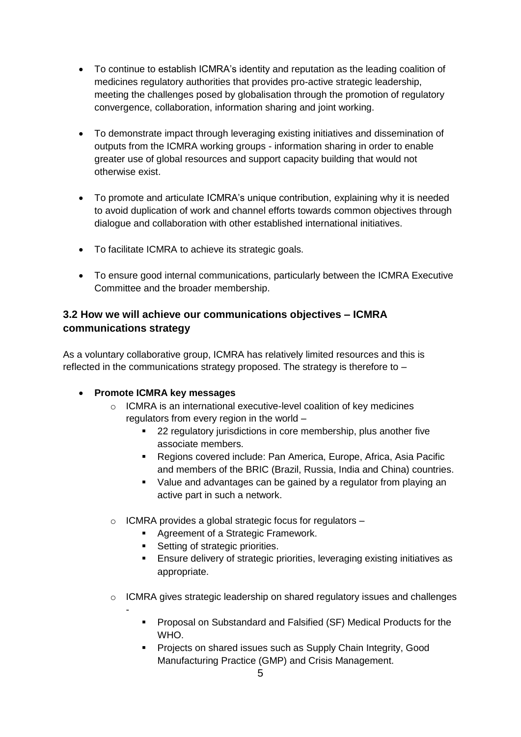- To continue to establish ICMRA's identity and reputation as the leading coalition of medicines regulatory authorities that provides pro-active strategic leadership, meeting the challenges posed by globalisation through the promotion of regulatory convergence, collaboration, information sharing and joint working.

- To demonstrate impact through leveraging existing initiatives and dissemination of outputs from the ICMRA working groups - information sharing in order to enable greater use of global resources and support capacity building that would not otherwise exist.

- To promote and articulate ICMRA's unique contribution, explaining why it is needed to avoid duplication of work and channel efforts towards common objectives through dialogue and collaboration with other established international initiatives.

- To facilitate ICMRA to achieve its strategic goals.

- To ensure good internal communications, particularly between the ICMRA Executive Committee and the broader membership.

### 3.2 How we will achieve our communications objectives – ICMRA communications strategy

As a voluntary collaborative group, ICMRA has relatively limited resources and this is reflected in the communications strategy proposed. The strategy is therefore to –

- **Promote ICMRA key messages**
  - ICMRA is an international executive-level coalition of key medicines regulators from every region in the world –
    - 22 regulatory jurisdictions in core membership, plus another five associate members.
    - Regions covered include: Pan America, Europe, Africa, Asia Pacific and members of the BRIC (Brazil, Russia, India and China) countries.
    - Value and advantages can be gained by a regulator from playing an active part in such a network.
  - ICMRA provides a global strategic focus for regulators –
    - Agreement of a Strategic Framework.
    - Setting of strategic priorities.
    - Ensure delivery of strategic priorities, leveraging existing initiatives as appropriate.
  - ICMRA gives strategic leadership on shared regulatory issues and challenges -
    - Proposal on Substandard and Falsified (SF) Medical Products for the WHO.
    - Projects on shared issues such as Supply Chain Integrity, Good Manufacturing Practice (GMP) and Crisis Management.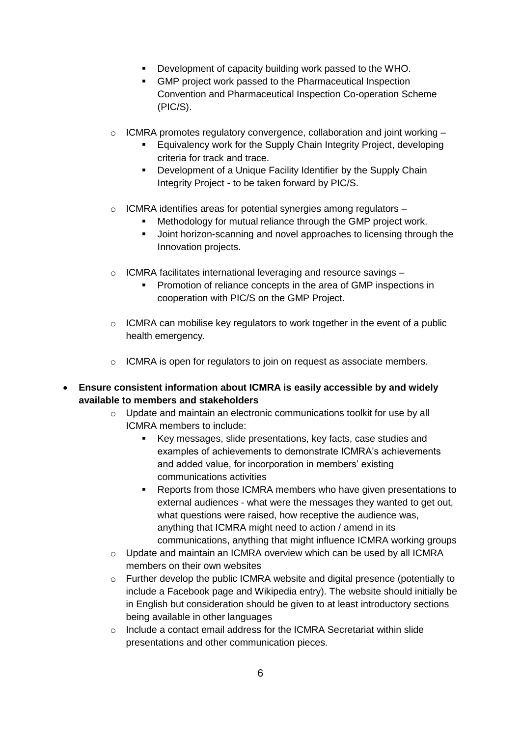- Development of capacity building work passed to the WHO.
    - GMP project work passed to the Pharmaceutical Inspection Convention and Pharmaceutical Inspection Co-operation Scheme (PIC/S).
  - ICMRA promotes regulatory convergence, collaboration and joint working –
    - Equivalency work for the Supply Chain Integrity Project, developing criteria for track and trace.
    - Development of a Unique Facility Identifier by the Supply Chain Integrity Project - to be taken forward by PIC/S.
  - ICMRA identifies areas for potential synergies among regulators –
    - Methodology for mutual reliance through the GMP project work.
    - Joint horizon-scanning and novel approaches to licensing through the Innovation projects.
  - ICMRA facilitates international leveraging and resource savings –
    - Promotion of reliance concepts in the area of GMP inspections in cooperation with PIC/S on the GMP Project.
  - ICMRA can mobilise key regulators to work together in the event of a public health emergency.
  - ICMRA is open for regulators to join on request as associate members.

- **Ensure consistent information about ICMRA is easily accessible by and widely available to members and stakeholders**
  - Update and maintain an electronic communications toolkit for use by all ICMRA members to include:
    - Key messages, slide presentations, key facts, case studies and examples of achievements to demonstrate ICMRA's achievements and added value, for incorporation in members' existing communications activities
    - Reports from those ICMRA members who have given presentations to external audiences - what were the messages they wanted to get out, what questions were raised, how receptive the audience was, anything that ICMRA might need to action / amend in its communications, anything that might influence ICMRA working groups
  - Update and maintain an ICMRA overview which can be used by all ICMRA members on their own websites
  - Further develop the public ICMRA website and digital presence (potentially to include a Facebook page and Wikipedia entry). The website should initially be in English but consideration should be given to at least introductory sections being available in other languages
  - Include a contact email address for the ICMRA Secretariat within slide presentations and other communication pieces.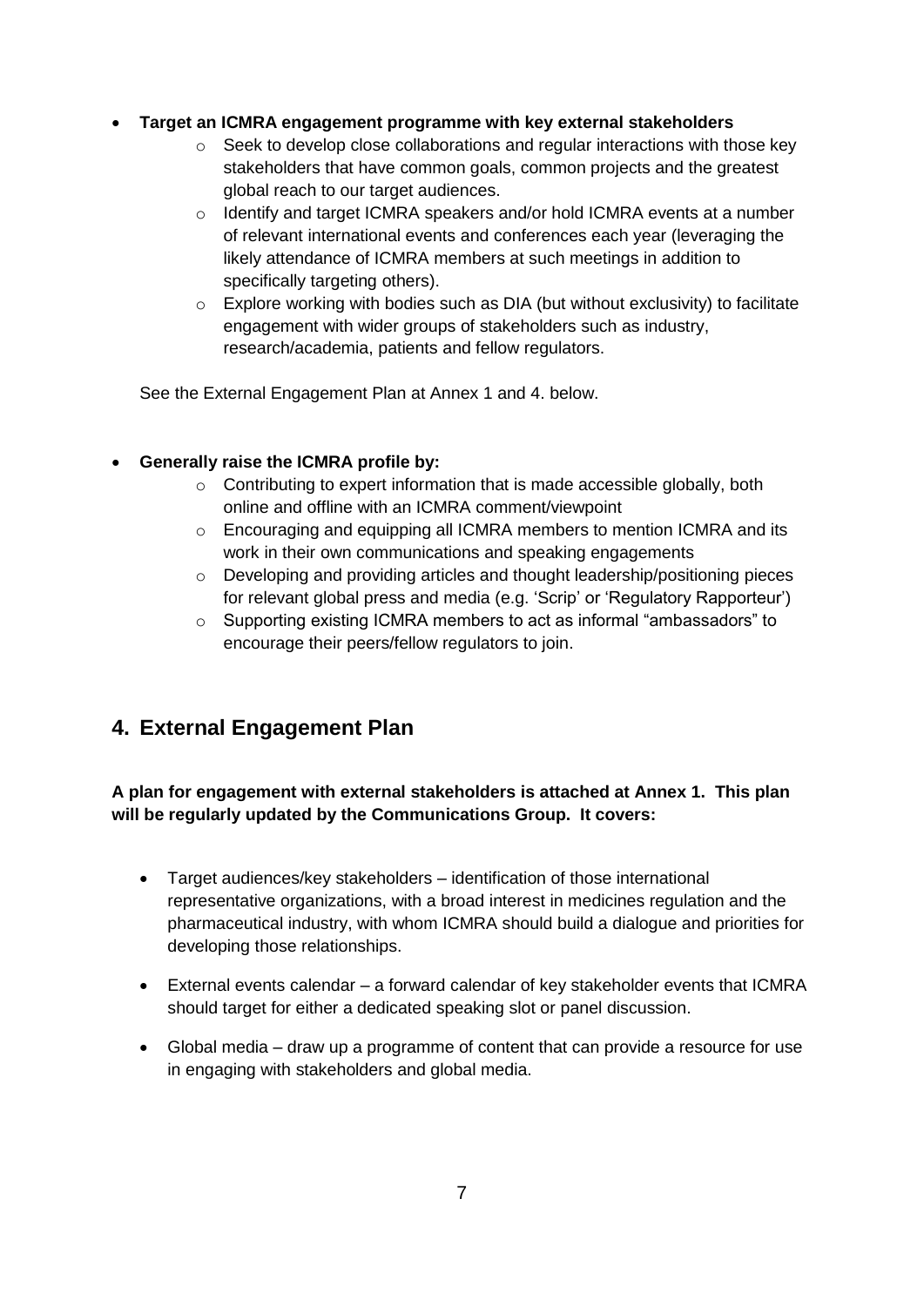- **Target an ICMRA engagement programme with key external stakeholders**
    - Seek to develop close collaborations and regular interactions with those key stakeholders that have common goals, common projects and the greatest global reach to our target audiences.
    - Identify and target ICMRA speakers and/or hold ICMRA events at a number of relevant international events and conferences each year (leveraging the likely attendance of ICMRA members at such meetings in addition to specifically targeting others).
    - Explore working with bodies such as DIA (but without exclusivity) to facilitate engagement with wider groups of stakeholders such as industry, research/academia, patients and fellow regulators.

  See the External Engagement Plan at Annex 1 and 4. below.

- **Generally raise the ICMRA profile by:**
    - Contributing to expert information that is made accessible globally, both online and offline with an ICMRA comment/viewpoint
    - Encouraging and equipping all ICMRA members to mention ICMRA and its work in their own communications and speaking engagements
    - Developing and providing articles and thought leadership/positioning pieces for relevant global press and media (e.g. 'Scrip' or 'Regulatory Rapporteur')
    - Supporting existing ICMRA members to act as informal "ambassadors" to encourage their peers/fellow regulators to join.

## 4. External Engagement Plan

**A plan for engagement with external stakeholders is attached at Annex 1. This plan will be regularly updated by the Communications Group. It covers:**

- Target audiences/key stakeholders – identification of those international representative organizations, with a broad interest in medicines regulation and the pharmaceutical industry, with whom ICMRA should build a dialogue and priorities for developing those relationships.

- External events calendar – a forward calendar of key stakeholder events that ICMRA should target for either a dedicated speaking slot or panel discussion.

- Global media – draw up a programme of content that can provide a resource for use in engaging with stakeholders and global media.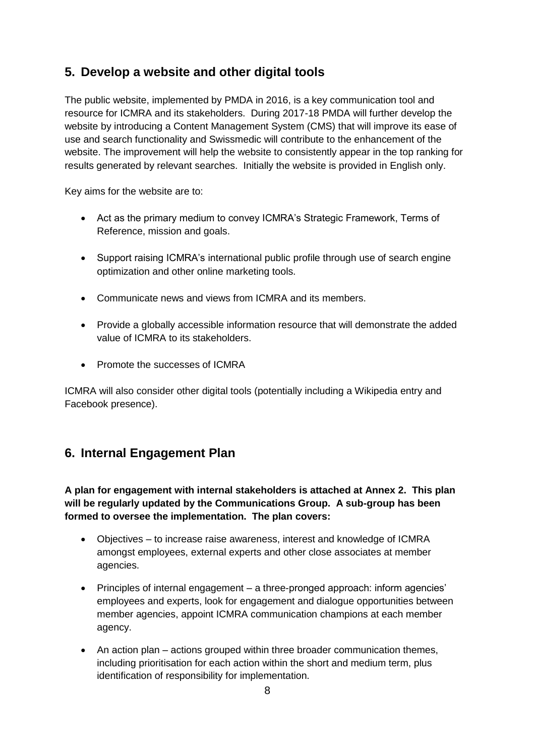## 5. Develop a website and other digital tools

The public website, implemented by PMDA in 2016, is a key communication tool and resource for ICMRA and its stakeholders. During 2017-18 PMDA will further develop the website by introducing a Content Management System (CMS) that will improve its ease of use and search functionality and Swissmedic will contribute to the enhancement of the website. The improvement will help the website to consistently appear in the top ranking for results generated by relevant searches. Initially the website is provided in English only.

Key aims for the website are to:

- Act as the primary medium to convey ICMRA's Strategic Framework, Terms of Reference, mission and goals.
- Support raising ICMRA's international public profile through use of search engine optimization and other online marketing tools.
- Communicate news and views from ICMRA and its members.
- Provide a globally accessible information resource that will demonstrate the added value of ICMRA to its stakeholders.
- Promote the successes of ICMRA

ICMRA will also consider other digital tools (potentially including a Wikipedia entry and Facebook presence).

## 6. Internal Engagement Plan

**A plan for engagement with internal stakeholders is attached at Annex 2. This plan will be regularly updated by the Communications Group. A sub-group has been formed to oversee the implementation. The plan covers:**

- Objectives – to increase raise awareness, interest and knowledge of ICMRA amongst employees, external experts and other close associates at member agencies.
- Principles of internal engagement – a three-pronged approach: inform agencies' employees and experts, look for engagement and dialogue opportunities between member agencies, appoint ICMRA communication champions at each member agency.
- An action plan – actions grouped within three broader communication themes, including prioritisation for each action within the short and medium term, plus identification of responsibility for implementation.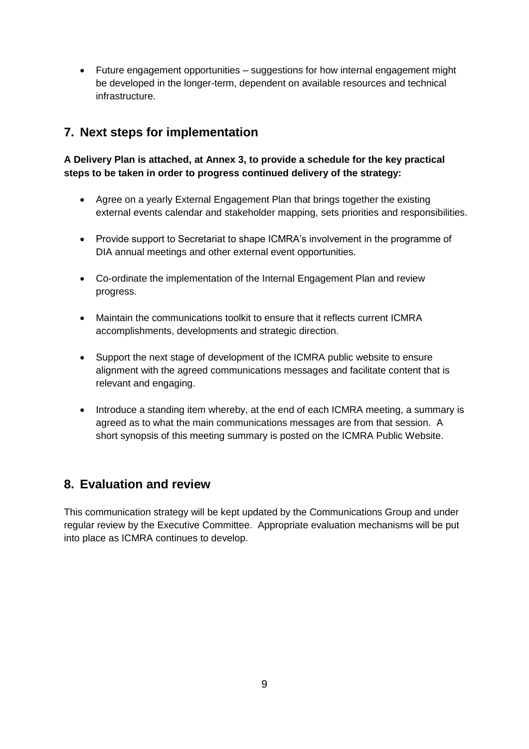- Future engagement opportunities – suggestions for how internal engagement might be developed in the longer-term, dependent on available resources and technical infrastructure.

## 7. Next steps for implementation

**A Delivery Plan is attached, at Annex 3, to provide a schedule for the key practical steps to be taken in order to progress continued delivery of the strategy:**

- Agree on a yearly External Engagement Plan that brings together the existing external events calendar and stakeholder mapping, sets priorities and responsibilities.
- Provide support to Secretariat to shape ICMRA's involvement in the programme of DIA annual meetings and other external event opportunities.
- Co-ordinate the implementation of the Internal Engagement Plan and review progress.
- Maintain the communications toolkit to ensure that it reflects current ICMRA accomplishments, developments and strategic direction.
- Support the next stage of development of the ICMRA public website to ensure alignment with the agreed communications messages and facilitate content that is relevant and engaging.
- Introduce a standing item whereby, at the end of each ICMRA meeting, a summary is agreed as to what the main communications messages are from that session. A short synopsis of this meeting summary is posted on the ICMRA Public Website.

## 8. Evaluation and review

This communication strategy will be kept updated by the Communications Group and under regular review by the Executive Committee. Appropriate evaluation mechanisms will be put into place as ICMRA continues to develop.